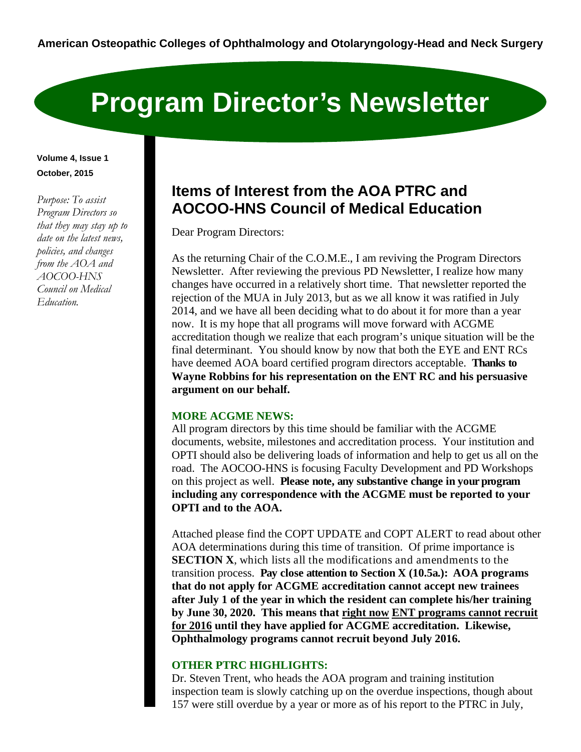American Osteopathic Colleges of Ophthalmology and Otolaryngology-Head and Neck Surgery

# Program Director's Newsletter

**Volume 4, Issue 1**
**October, 2015**

*Purpose: To assist Program Directors so that they may stay up to date on the latest news, policies, and changes from the AOA and AOCOO-HNS Council on Medical Education.*

## Items of Interest from the AOA PTRC and AOCOO-HNS Council of Medical Education

Dear Program Directors:

As the returning Chair of the C.O.M.E., I am reviving the Program Directors Newsletter. After reviewing the previous PD Newsletter, I realize how many changes have occurred in a relatively short time. That newsletter reported the rejection of the MUA in July 2013, but as we all know it was ratified in July 2014, and we have all been deciding what to do about it for more than a year now. It is my hope that all programs will move forward with ACGME accreditation though we realize that each program's unique situation will be the final determinant. You should know by now that both the EYE and ENT RCs have deemed AOA board certified program directors acceptable. **Thanks to Wayne Robbins for his representation on the ENT RC and his persuasive argument on our behalf.**

### MORE ACGME NEWS:

All program directors by this time should be familiar with the ACGME documents, website, milestones and accreditation process. Your institution and OPTI should also be delivering loads of information and help to get us all on the road. The AOCOO-HNS is focusing Faculty Development and PD Workshops on this project as well. **Please note, any substantive change in your program including any correspondence with the ACGME must be reported to your OPTI and to the AOA.**

Attached please find the COPT UPDATE and COPT ALERT to read about other AOA determinations during this time of transition. Of prime importance is **SECTION X**, which lists all the modifications and amendments to the transition process. **Pay close attention to Section X (10.5a.): AOA programs that do not apply for ACGME accreditation cannot accept new trainees after July 1 of the year in which the resident can complete his/her training by June 30, 2020. This means that <u>right now</u> <u>ENT programs cannot recruit for 2016</u> until they have applied for ACGME accreditation. Likewise, Ophthalmology programs cannot recruit beyond July 2016.**

### OTHER PTRC HIGHLIGHTS:

Dr. Steven Trent, who heads the AOA program and training institution inspection team is slowly catching up on the overdue inspections, though about 157 were still overdue by a year or more as of his report to the PTRC in July,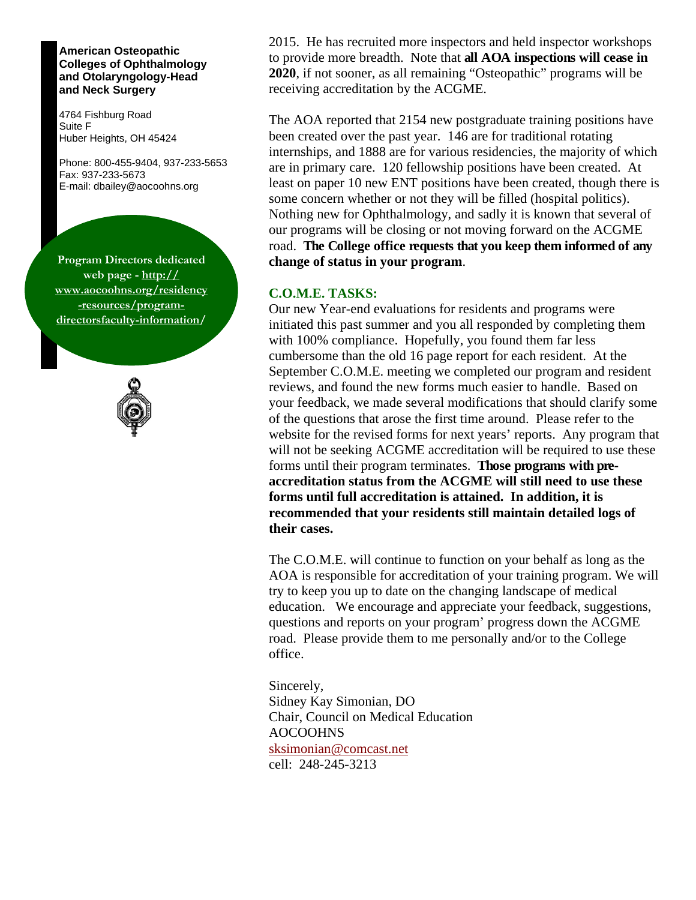**American Osteopathic Colleges of Ophthalmology and Otolaryngology-Head and Neck Surgery**

4764 Fishburg Road
Suite F
Huber Heights, OH 45424

Phone: 800-455-9404, 937-233-5653
Fax: 937-233-5673
E-mail: dbailey@aocoohns.org

**Program Directors dedicated web page - http://www.aocoohns.org/residency-resources/program-directorsfaculty-information/**

2015. He has recruited more inspectors and held inspector workshops to provide more breadth. Note that **all AOA inspections will cease in 2020**, if not sooner, as all remaining "Osteopathic" programs will be receiving accreditation by the ACGME.

The AOA reported that 2154 new postgraduate training positions have been created over the past year. 146 are for traditional rotating internships, and 1888 are for various residencies, the majority of which are in primary care. 120 fellowship positions have been created. At least on paper 10 new ENT positions have been created, though there is some concern whether or not they will be filled (hospital politics). Nothing new for Ophthalmology, and sadly it is known that several of our programs will be closing or not moving forward on the ACGME road. **The College office requests that you keep them informed of any change of status in your program**.

## C.O.M.E. TASKS:

Our new Year-end evaluations for residents and programs were initiated this past summer and you all responded by completing them with 100% compliance. Hopefully, you found them far less cumbersome than the old 16 page report for each resident. At the September C.O.M.E. meeting we completed our program and resident reviews, and found the new forms much easier to handle. Based on your feedback, we made several modifications that should clarify some of the questions that arose the first time around. Please refer to the website for the revised forms for next years' reports. Any program that will not be seeking ACGME accreditation will be required to use these forms until their program terminates. **Those programs with pre-accreditation status from the ACGME will still need to use these forms until full accreditation is attained. In addition, it is recommended that your residents still maintain detailed logs of their cases.**

The C.O.M.E. will continue to function on your behalf as long as the AOA is responsible for accreditation of your training program. We will try to keep you up to date on the changing landscape of medical education. We encourage and appreciate your feedback, suggestions, questions and reports on your program' progress down the ACGME road. Please provide them to me personally and/or to the College office.

Sincerely,
Sidney Kay Simonian, DO
Chair, Council on Medical Education
AOCOOHNS
sksimonian@comcast.net
cell: 248-245-3213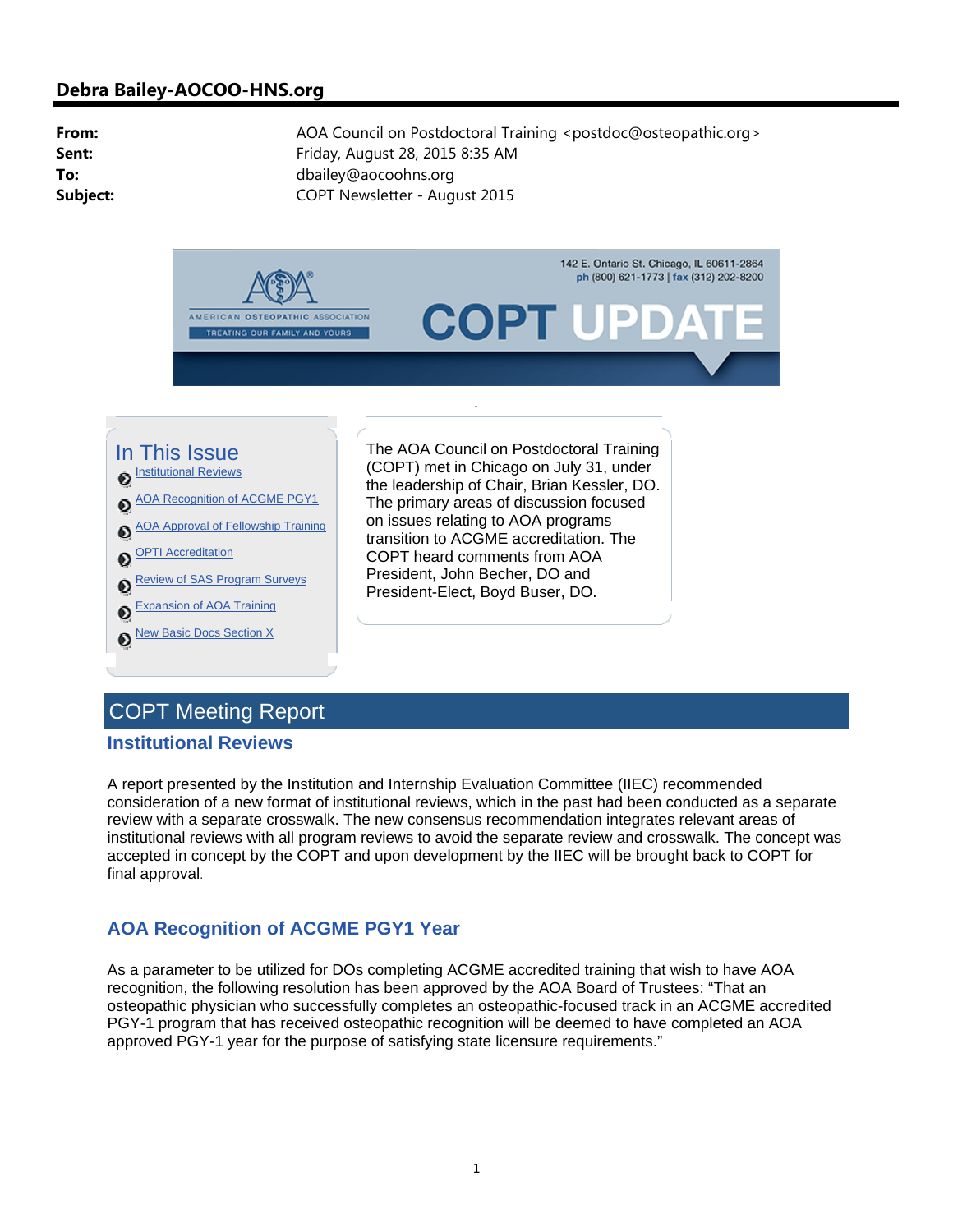## Debra Bailey-AOCOO-HNS.org

**From:** AOA Council on Postdoctoral Training <postdoc@osteopathic.org>
**Sent:** Friday, August 28, 2015 8:35 AM
**To:** dbailey@aocoohns.org
**Subject:** COPT Newsletter - August 2015

142 E. Ontario St. Chicago, IL 60611-2864
ph (800) 621-1773 | fax (312) 202-8200

AMERICAN OSTEOPATHIC ASSOCIATION
TREATING OUR FAMILY AND YOURS

# COPT UPDATE

## In This Issue

- Institutional Reviews
- AOA Recognition of ACGME PGY1
- AOA Approval of Fellowship Training
- OPTI Accreditation
- Review of SAS Program Surveys
- Expansion of AOA Training
- New Basic Docs Section X

The AOA Council on Postdoctoral Training (COPT) met in Chicago on July 31, under the leadership of Chair, Brian Kessler, DO. The primary areas of discussion focused on issues relating to AOA programs transition to ACGME accreditation. The COPT heard comments from AOA President, John Becher, DO and President-Elect, Boyd Buser, DO.

## COPT Meeting Report

### Institutional Reviews

A report presented by the Institution and Internship Evaluation Committee (IIEC) recommended consideration of a new format of institutional reviews, which in the past had been conducted as a separate review with a separate crosswalk. The new consensus recommendation integrates relevant areas of institutional reviews with all program reviews to avoid the separate review and crosswalk. The concept was accepted in concept by the COPT and upon development by the IIEC will be brought back to COPT for final approval.

### AOA Recognition of ACGME PGY1 Year

As a parameter to be utilized for DOs completing ACGME accredited training that wish to have AOA recognition, the following resolution has been approved by the AOA Board of Trustees: "That an osteopathic physician who successfully completes an osteopathic-focused track in an ACGME accredited PGY-1 program that has received osteopathic recognition will be deemed to have completed an AOA approved PGY-1 year for the purpose of satisfying state licensure requirements."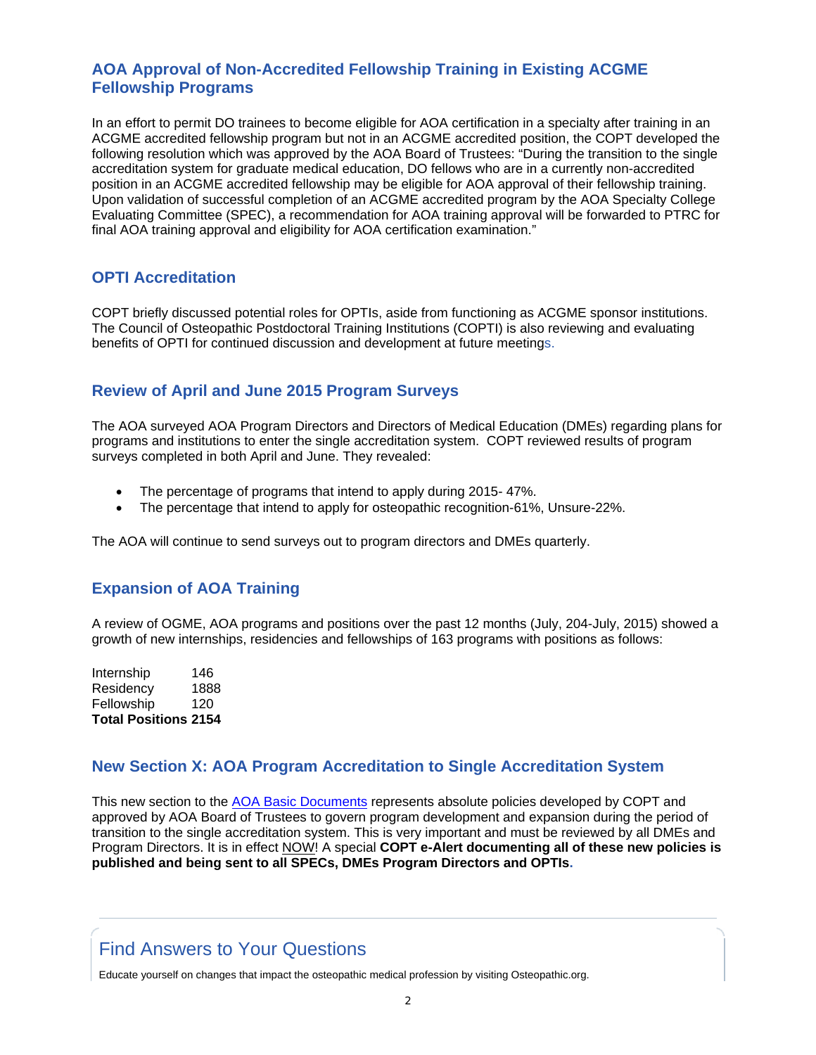## AOA Approval of Non-Accredited Fellowship Training in Existing ACGME Fellowship Programs

In an effort to permit DO trainees to become eligible for AOA certification in a specialty after training in an ACGME accredited fellowship program but not in an ACGME accredited position, the COPT developed the following resolution which was approved by the AOA Board of Trustees: "During the transition to the single accreditation system for graduate medical education, DO fellows who are in a currently non-accredited position in an ACGME accredited fellowship may be eligible for AOA approval of their fellowship training. Upon validation of successful completion of an ACGME accredited program by the AOA Specialty College Evaluating Committee (SPEC), a recommendation for AOA training approval will be forwarded to PTRC for final AOA training approval and eligibility for AOA certification examination."

## OPTI Accreditation

COPT briefly discussed potential roles for OPTIs, aside from functioning as ACGME sponsor institutions. The Council of Osteopathic Postdoctoral Training Institutions (COPTI) is also reviewing and evaluating benefits of OPTI for continued discussion and development at future meetings.

## Review of April and June 2015 Program Surveys

The AOA surveyed AOA Program Directors and Directors of Medical Education (DMEs) regarding plans for programs and institutions to enter the single accreditation system. COPT reviewed results of program surveys completed in both April and June. They revealed:

- The percentage of programs that intend to apply during 2015- 47%.
- The percentage that intend to apply for osteopathic recognition-61%, Unsure-22%.

The AOA will continue to send surveys out to program directors and DMEs quarterly.

## Expansion of AOA Training

A review of OGME, AOA programs and positions over the past 12 months (July, 204-July, 2015) showed a growth of new internships, residencies and fellowships of 163 programs with positions as follows:

| | |
|---|---|
| Internship | 146 |
| Residency | 1888 |
| Fellowship | 120 |
| **Total Positions** | **2154** |

## New Section X: AOA Program Accreditation to Single Accreditation System

This new section to the AOA Basic Documents represents absolute policies developed by COPT and approved by AOA Board of Trustees to govern program development and expansion during the period of transition to the single accreditation system. This is very important and must be reviewed by all DMEs and Program Directors. It is in effect NOW! A special **COPT e-Alert documenting all of these new policies is published and being sent to all SPECs, DMEs Program Directors and OPTIs.**

## Find Answers to Your Questions

Educate yourself on changes that impact the osteopathic medical profession by visiting Osteopathic.org.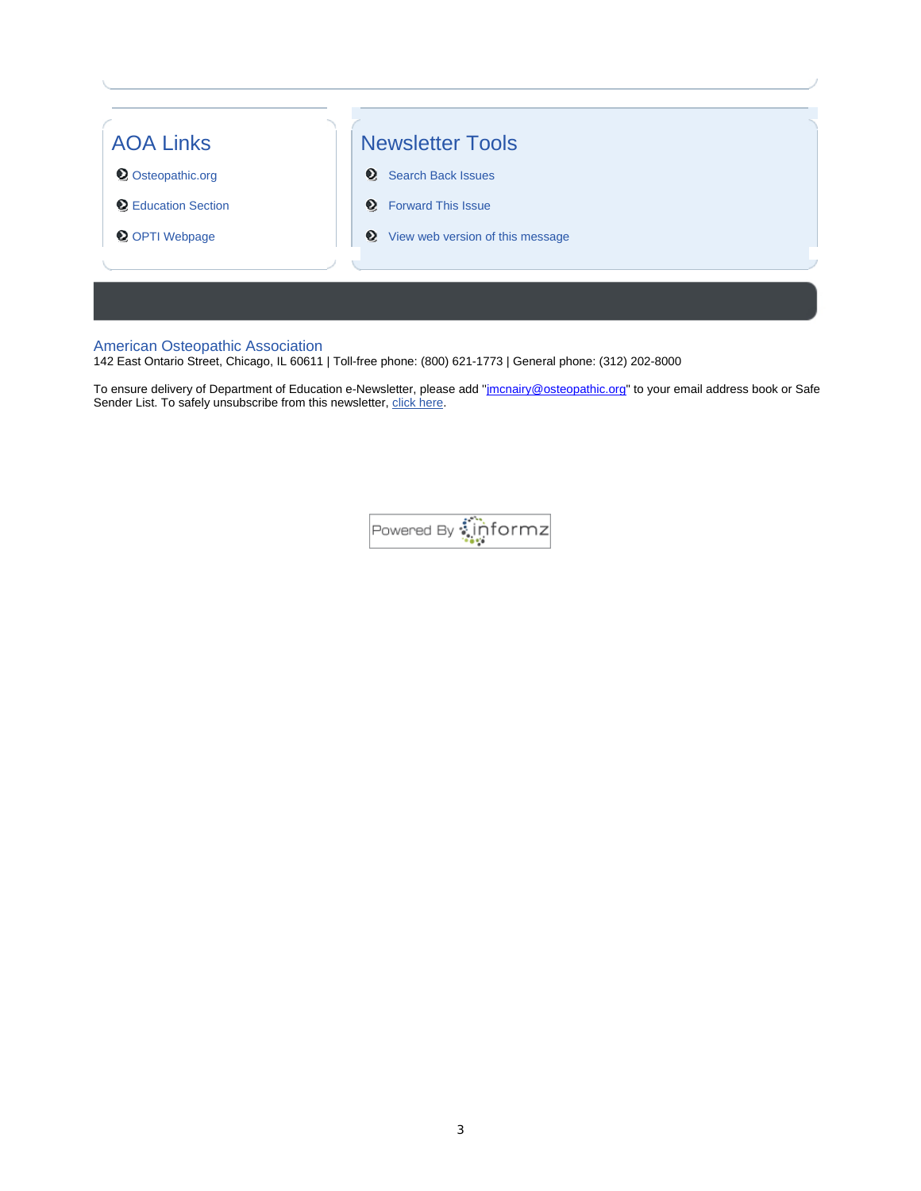## AOA Links

- Osteopathic.org
- Education Section
- OPTI Webpage

## Newsletter Tools

- Search Back Issues
- Forward This Issue
- View web version of this message

American Osteopathic Association
142 East Ontario Street, Chicago, IL 60611 | Toll-free phone: (800) 621-1773 | General phone: (312) 202-8000

To ensure delivery of Department of Education e-Newsletter, please add "jmcnairy@osteopathic.org" to your email address book or Safe Sender List. To safely unsubscribe from this newsletter, click here.

Powered By informz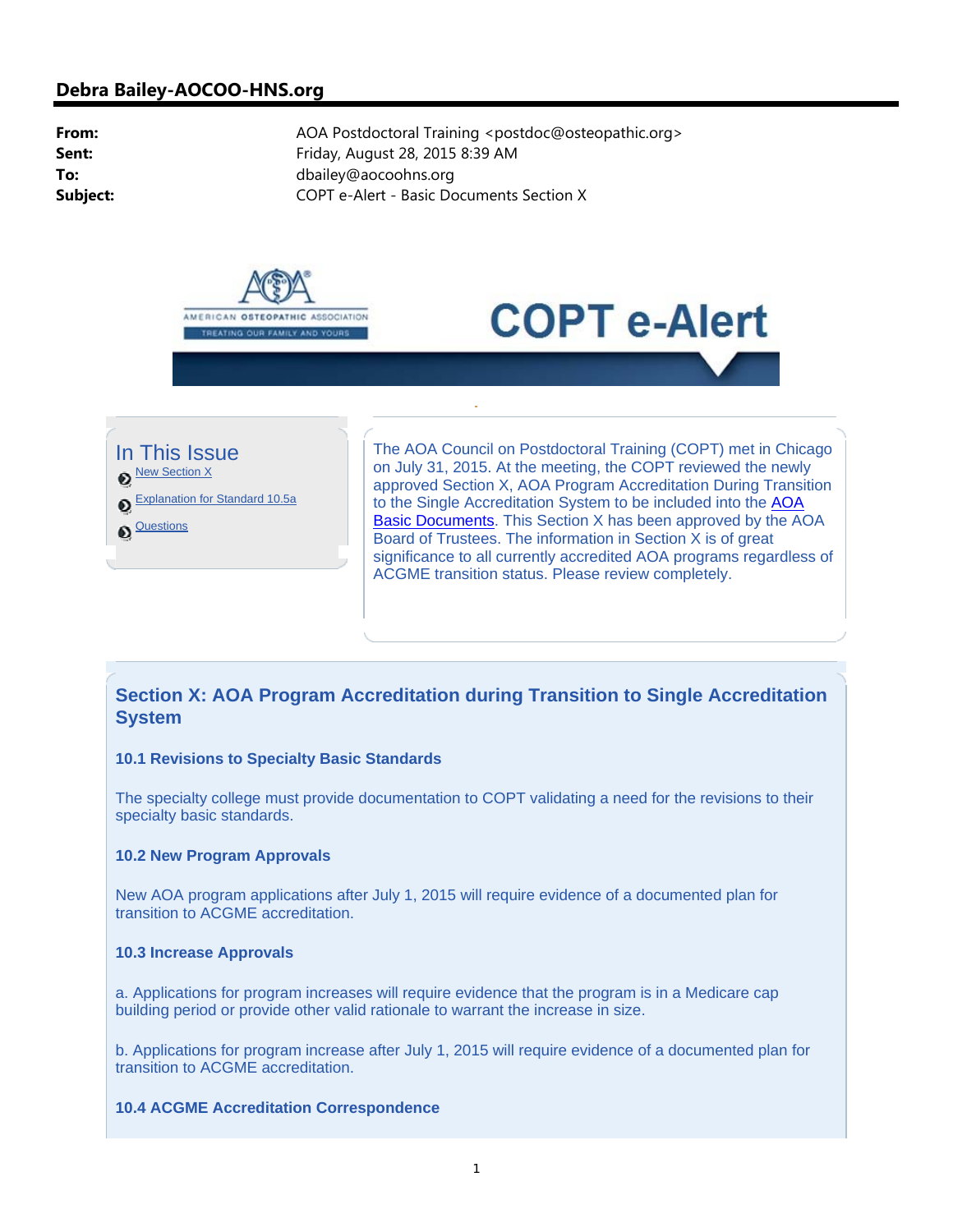## Debra Bailey-AOCOO-HNS.org

**From:** AOA Postdoctoral Training <postdoc@osteopathic.org>
**Sent:** Friday, August 28, 2015 8:39 AM
**To:** dbailey@aocoohns.org
**Subject:** COPT e-Alert - Basic Documents Section X

AMERICAN OSTEOPATHIC ASSOCIATION
TREATING OUR FAMILY AND YOURS

# COPT e-Alert

## In This Issue

- New Section X
- Explanation for Standard 10.5a
- Questions

The AOA Council on Postdoctoral Training (COPT) met in Chicago on July 31, 2015. At the meeting, the COPT reviewed the newly approved Section X, AOA Program Accreditation During Transition to the Single Accreditation System to be included into the AOA Basic Documents. This Section X has been approved by the AOA Board of Trustees. The information in Section X is of great significance to all currently accredited AOA programs regardless of ACGME transition status. Please review completely.

## Section X: AOA Program Accreditation during Transition to Single Accreditation System

### 10.1 Revisions to Specialty Basic Standards

The specialty college must provide documentation to COPT validating a need for the revisions to their specialty basic standards.

### 10.2 New Program Approvals

New AOA program applications after July 1, 2015 will require evidence of a documented plan for transition to ACGME accreditation.

### 10.3 Increase Approvals

a. Applications for program increases will require evidence that the program is in a Medicare cap building period or provide other valid rationale to warrant the increase in size.

b. Applications for program increase after July 1, 2015 will require evidence of a documented plan for transition to ACGME accreditation.

### 10.4 ACGME Accreditation Correspondence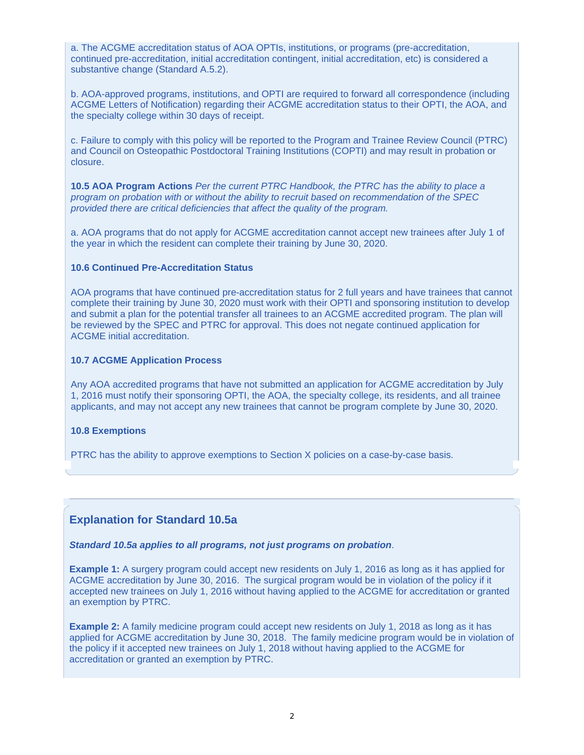a. The ACGME accreditation status of AOA OPTIs, institutions, or programs (pre-accreditation, continued pre-accreditation, initial accreditation contingent, initial accreditation, etc) is considered a substantive change (Standard A.5.2).

b. AOA-approved programs, institutions, and OPTI are required to forward all correspondence (including ACGME Letters of Notification) regarding their ACGME accreditation status to their OPTI, the AOA, and the specialty college within 30 days of receipt.

c. Failure to comply with this policy will be reported to the Program and Trainee Review Council (PTRC) and Council on Osteopathic Postdoctoral Training Institutions (COPTI) and may result in probation or closure.

**10.5 AOA Program Actions** *Per the current PTRC Handbook, the PTRC has the ability to place a program on probation with or without the ability to recruit based on recommendation of the SPEC provided there are critical deficiencies that affect the quality of the program.*

a. AOA programs that do not apply for ACGME accreditation cannot accept new trainees after July 1 of the year in which the resident can complete their training by June 30, 2020.

**10.6 Continued Pre-Accreditation Status**

AOA programs that have continued pre-accreditation status for 2 full years and have trainees that cannot complete their training by June 30, 2020 must work with their OPTI and sponsoring institution to develop and submit a plan for the potential transfer all trainees to an ACGME accredited program. The plan will be reviewed by the SPEC and PTRC for approval. This does not negate continued application for ACGME initial accreditation.

**10.7 ACGME Application Process**

Any AOA accredited programs that have not submitted an application for ACGME accreditation by July 1, 2016 must notify their sponsoring OPTI, the AOA, the specialty college, its residents, and all trainee applicants, and may not accept any new trainees that cannot be program complete by June 30, 2020.

**10.8 Exemptions**

PTRC has the ability to approve exemptions to Section X policies on a case-by-case basis.

## Explanation for Standard 10.5a

***Standard 10.5a applies to all programs, not just programs on probation***.

**Example 1:** A surgery program could accept new residents on July 1, 2016 as long as it has applied for ACGME accreditation by June 30, 2016. The surgical program would be in violation of the policy if it accepted new trainees on July 1, 2016 without having applied to the ACGME for accreditation or granted an exemption by PTRC.

**Example 2:** A family medicine program could accept new residents on July 1, 2018 as long as it has applied for ACGME accreditation by June 30, 2018. The family medicine program would be in violation of the policy if it accepted new trainees on July 1, 2018 without having applied to the ACGME for accreditation or granted an exemption by PTRC.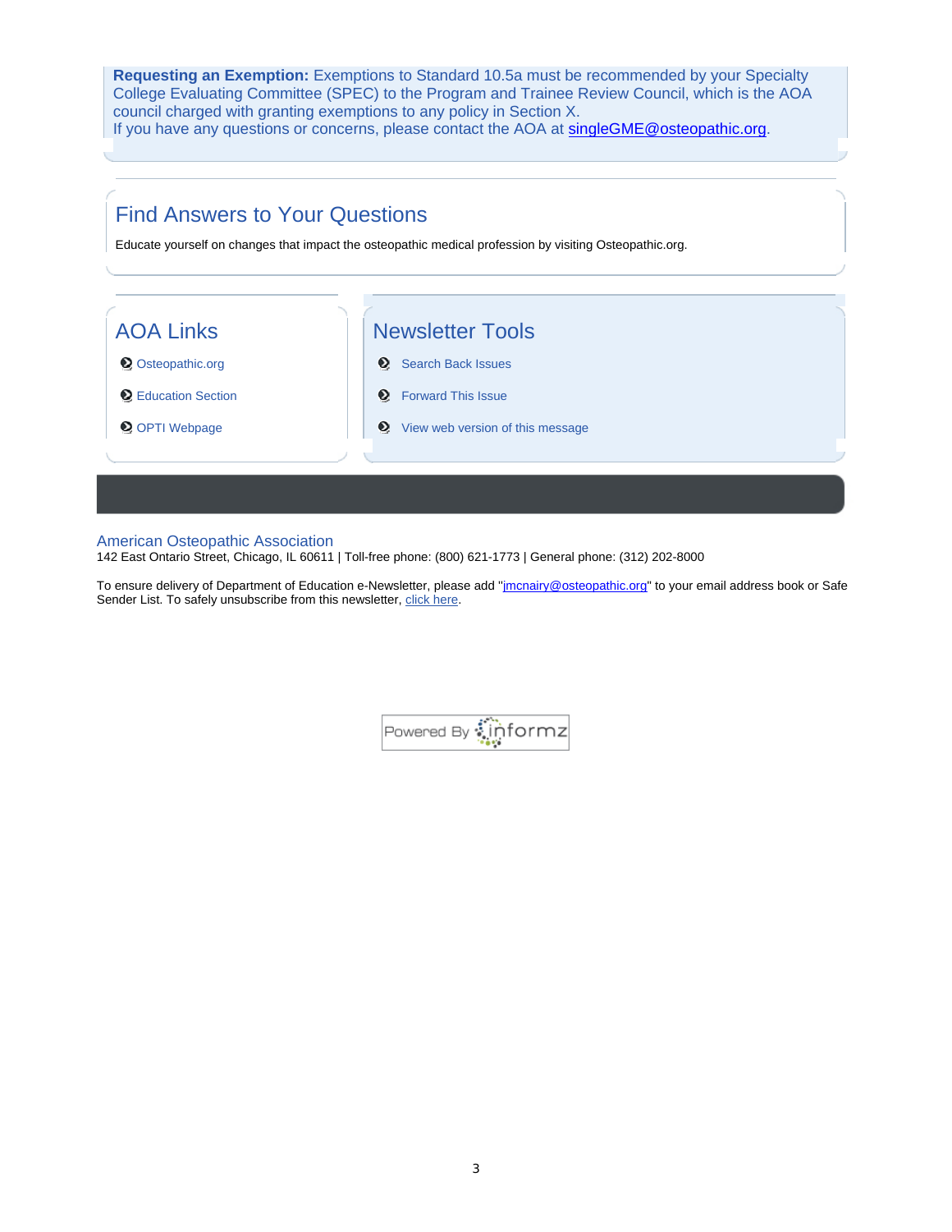**Requesting an Exemption:** Exemptions to Standard 10.5a must be recommended by your Specialty College Evaluating Committee (SPEC) to the Program and Trainee Review Council, which is the AOA council charged with granting exemptions to any policy in Section X.
If you have any questions or concerns, please contact the AOA at singleGME@osteopathic.org.

## Find Answers to Your Questions

Educate yourself on changes that impact the osteopathic medical profession by visiting Osteopathic.org.

## AOA Links

- Osteopathic.org
- Education Section
- OPTI Webpage

## Newsletter Tools

- Search Back Issues
- Forward This Issue
- View web version of this message

American Osteopathic Association
142 East Ontario Street, Chicago, IL 60611 | Toll-free phone: (800) 621-1773 | General phone: (312) 202-8000

To ensure delivery of Department of Education e-Newsletter, please add "jmcnairy@osteopathic.org" to your email address book or Safe Sender List. To safely unsubscribe from this newsletter, click here.

Powered By informz